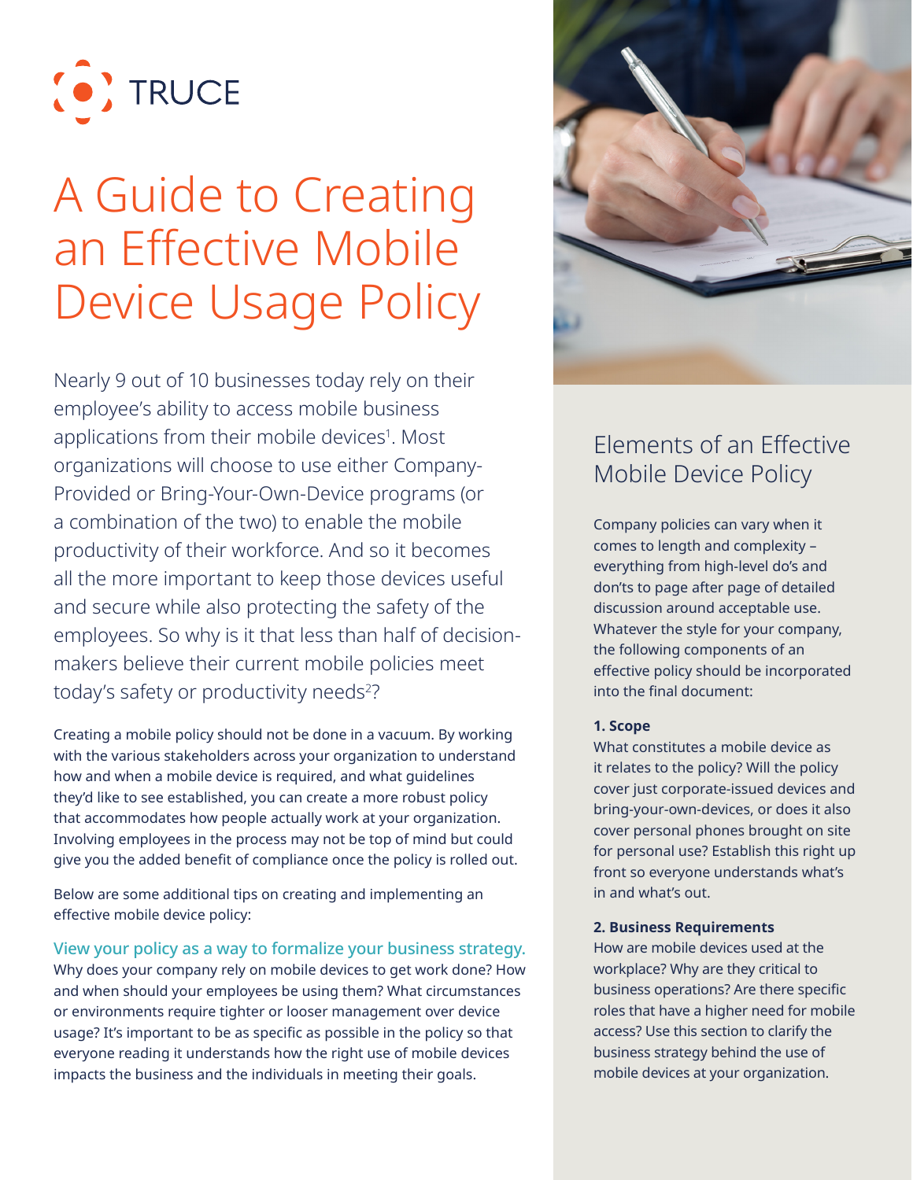TRUCE

# A Guide to Creating an Effective Mobile Device Usage Policy

Nearly 9 out of 10 businesses today rely on their employee's ability to access mobile business applications from their mobile devices[1]. Most organizations will choose to use either Company-Provided or Bring-Your-Own-Device programs (or a combination of the two) to enable the mobile productivity of their workforce. And so it becomes all the more important to keep those devices useful and secure while also protecting the safety of the employees. So why is it that less than half of decision-makers believe their current mobile policies meet today's safety or productivity needs[2]?

Creating a mobile policy should not be done in a vacuum. By working with the various stakeholders across your organization to understand how and when a mobile device is required, and what guidelines they'd like to see established, you can create a more robust policy that accommodates how people actually work at your organization. Involving employees in the process may not be top of mind but could give you the added benefit of compliance once the policy is rolled out.

Below are some additional tips on creating and implementing an effective mobile device policy:

### View your policy as a way to formalize your business strategy.

Why does your company rely on mobile devices to get work done? How and when should your employees be using them? What circumstances or environments require tighter or looser management over device usage? It's important to be as specific as possible in the policy so that everyone reading it understands how the right use of mobile devices impacts the business and the individuals in meeting their goals.

## Elements of an Effective Mobile Device Policy

Company policies can vary when it comes to length and complexity – everything from high-level do's and don'ts to page after page of detailed discussion around acceptable use. Whatever the style for your company, the following components of an effective policy should be incorporated into the final document:

**1. Scope**

What constitutes a mobile device as it relates to the policy? Will the policy cover just corporate-issued devices and bring-your-own-devices, or does it also cover personal phones brought on site for personal use? Establish this right up front so everyone understands what's in and what's out.

**2. Business Requirements**

How are mobile devices used at the workplace? Why are they critical to business operations? Are there specific roles that have a higher need for mobile access? Use this section to clarify the business strategy behind the use of mobile devices at your organization.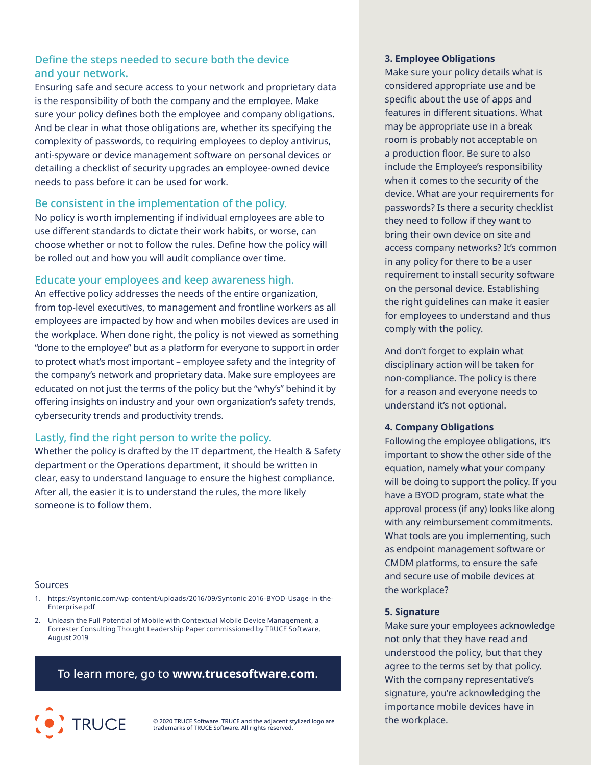## Define the steps needed to secure both the device and your network.

Ensuring safe and secure access to your network and proprietary data is the responsibility of both the company and the employee. Make sure your policy defines both the employee and company obligations. And be clear in what those obligations are, whether its specifying the complexity of passwords, to requiring employees to deploy antivirus, anti-spyware or device management software on personal devices or detailing a checklist of security upgrades an employee-owned device needs to pass before it can be used for work.

## Be consistent in the implementation of the policy.

No policy is worth implementing if individual employees are able to use different standards to dictate their work habits, or worse, can choose whether or not to follow the rules. Define how the policy will be rolled out and how you will audit compliance over time.

## Educate your employees and keep awareness high.

An effective policy addresses the needs of the entire organization, from top-level executives, to management and frontline workers as all employees are impacted by how and when mobiles devices are used in the workplace. When done right, the policy is not viewed as something "done to the employee" but as a platform for everyone to support in order to protect what's most important – employee safety and the integrity of the company's network and proprietary data. Make sure employees are educated on not just the terms of the policy but the "why's" behind it by offering insights on industry and your own organization's safety trends, cybersecurity trends and productivity trends.

## Lastly, find the right person to write the policy.

Whether the policy is drafted by the IT department, the Health & Safety department or the Operations department, it should be written in clear, easy to understand language to ensure the highest compliance. After all, the easier it is to understand the rules, the more likely someone is to follow them.

Sources

1. https://syntonic.com/wp-content/uploads/2016/09/Syntonic-2016-BYOD-Usage-in-the-Enterprise.pdf
2. Unleash the Full Potential of Mobile with Contextual Mobile Device Management, a Forrester Consulting Thought Leadership Paper commissioned by TRUCE Software, August 2019

To learn more, go to **www.trucesoftware.com**.

TRUCE

© 2020 TRUCE Software. TRUCE and the adjacent stylized logo are trademarks of TRUCE Software. All rights reserved.

**3. Employee Obligations**

Make sure your policy details what is considered appropriate use and be specific about the use of apps and features in different situations. What may be appropriate use in a break room is probably not acceptable on a production floor. Be sure to also include the Employee's responsibility when it comes to the security of the device. What are your requirements for passwords? Is there a security checklist they need to follow if they want to bring their own device on site and access company networks? It's common in any policy for there to be a user requirement to install security software on the personal device. Establishing the right guidelines can make it easier for employees to understand and thus comply with the policy.

And don't forget to explain what disciplinary action will be taken for non-compliance. The policy is there for a reason and everyone needs to understand it's not optional.

**4. Company Obligations**

Following the employee obligations, it's important to show the other side of the equation, namely what your company will be doing to support the policy. If you have a BYOD program, state what the approval process (if any) looks like along with any reimbursement commitments. What tools are you implementing, such as endpoint management software or CMDM platforms, to ensure the safe and secure use of mobile devices at the workplace?

**5. Signature**

Make sure your employees acknowledge not only that they have read and understood the policy, but that they agree to the terms set by that policy. With the company representative's signature, you're acknowledging the importance mobile devices have in the workplace.